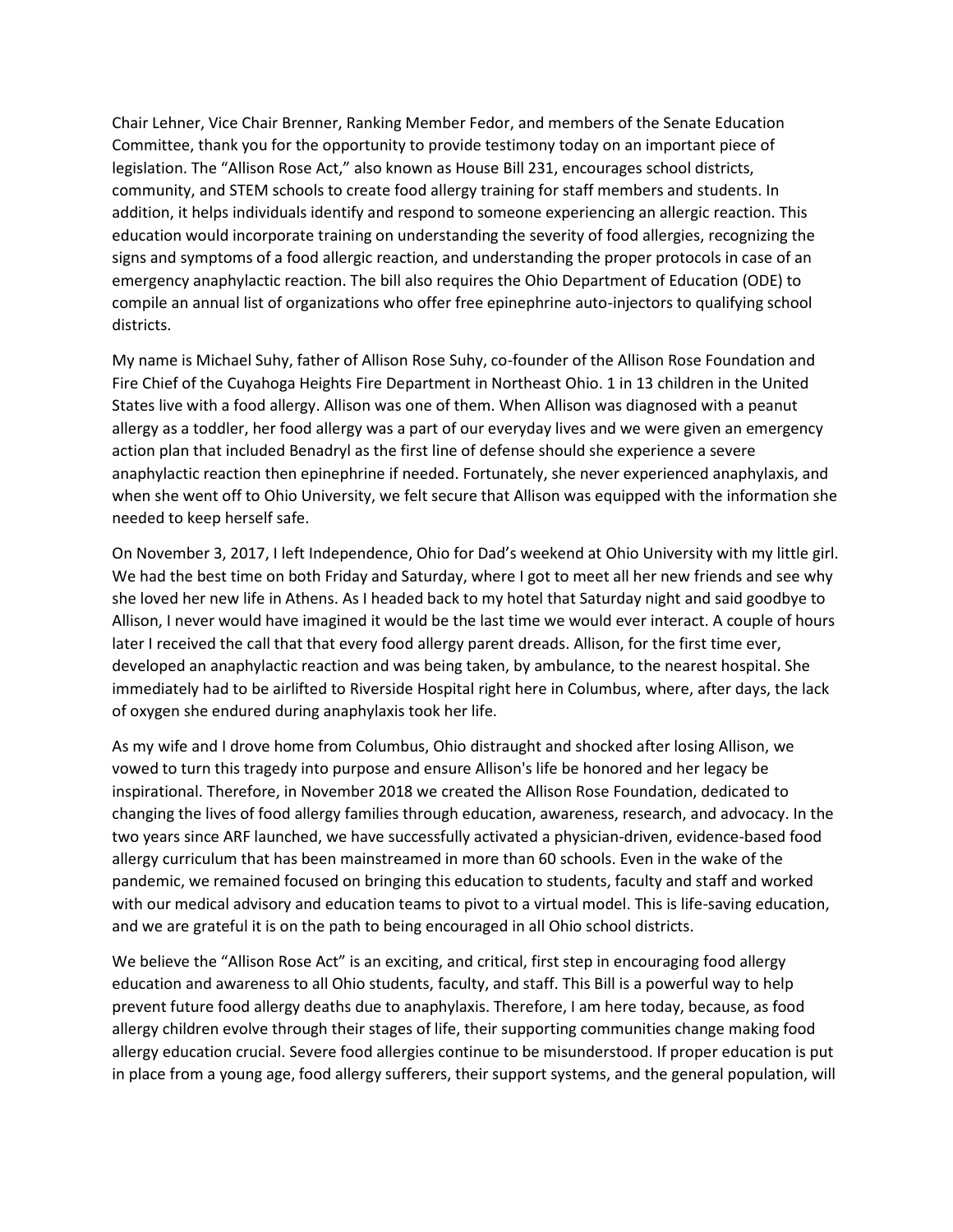Chair Lehner, Vice Chair Brenner, Ranking Member Fedor, and members of the Senate Education Committee, thank you for the opportunity to provide testimony today on an important piece of legislation. The "Allison Rose Act," also known as House Bill 231, encourages school districts, community, and STEM schools to create food allergy training for staff members and students. In addition, it helps individuals identify and respond to someone experiencing an allergic reaction. This education would incorporate training on understanding the severity of food allergies, recognizing the signs and symptoms of a food allergic reaction, and understanding the proper protocols in case of an emergency anaphylactic reaction. The bill also requires the Ohio Department of Education (ODE) to compile an annual list of organizations who offer free epinephrine auto-injectors to qualifying school districts.

My name is Michael Suhy, father of Allison Rose Suhy, co-founder of the Allison Rose Foundation and Fire Chief of the Cuyahoga Heights Fire Department in Northeast Ohio. 1 in 13 children in the United States live with a food allergy. Allison was one of them. When Allison was diagnosed with a peanut allergy as a toddler, her food allergy was a part of our everyday lives and we were given an emergency action plan that included Benadryl as the first line of defense should she experience a severe anaphylactic reaction then epinephrine if needed. Fortunately, she never experienced anaphylaxis, and when she went off to Ohio University, we felt secure that Allison was equipped with the information she needed to keep herself safe.

On November 3, 2017, I left Independence, Ohio for Dad's weekend at Ohio University with my little girl. We had the best time on both Friday and Saturday, where I got to meet all her new friends and see why she loved her new life in Athens. As I headed back to my hotel that Saturday night and said goodbye to Allison, I never would have imagined it would be the last time we would ever interact. A couple of hours later I received the call that that every food allergy parent dreads. Allison, for the first time ever, developed an anaphylactic reaction and was being taken, by ambulance, to the nearest hospital. She immediately had to be airlifted to Riverside Hospital right here in Columbus, where, after days, the lack of oxygen she endured during anaphylaxis took her life.

As my wife and I drove home from Columbus, Ohio distraught and shocked after losing Allison, we vowed to turn this tragedy into purpose and ensure Allison's life be honored and her legacy be inspirational. Therefore, in November 2018 we created the Allison Rose Foundation, dedicated to changing the lives of food allergy families through education, awareness, research, and advocacy. In the two years since ARF launched, we have successfully activated a physician-driven, evidence-based food allergy curriculum that has been mainstreamed in more than 60 schools. Even in the wake of the pandemic, we remained focused on bringing this education to students, faculty and staff and worked with our medical advisory and education teams to pivot to a virtual model. This is life-saving education, and we are grateful it is on the path to being encouraged in all Ohio school districts.

We believe the "Allison Rose Act" is an exciting, and critical, first step in encouraging food allergy education and awareness to all Ohio students, faculty, and staff. This Bill is a powerful way to help prevent future food allergy deaths due to anaphylaxis. Therefore, I am here today, because, as food allergy children evolve through their stages of life, their supporting communities change making food allergy education crucial. Severe food allergies continue to be misunderstood. If proper education is put in place from a young age, food allergy sufferers, their support systems, and the general population, will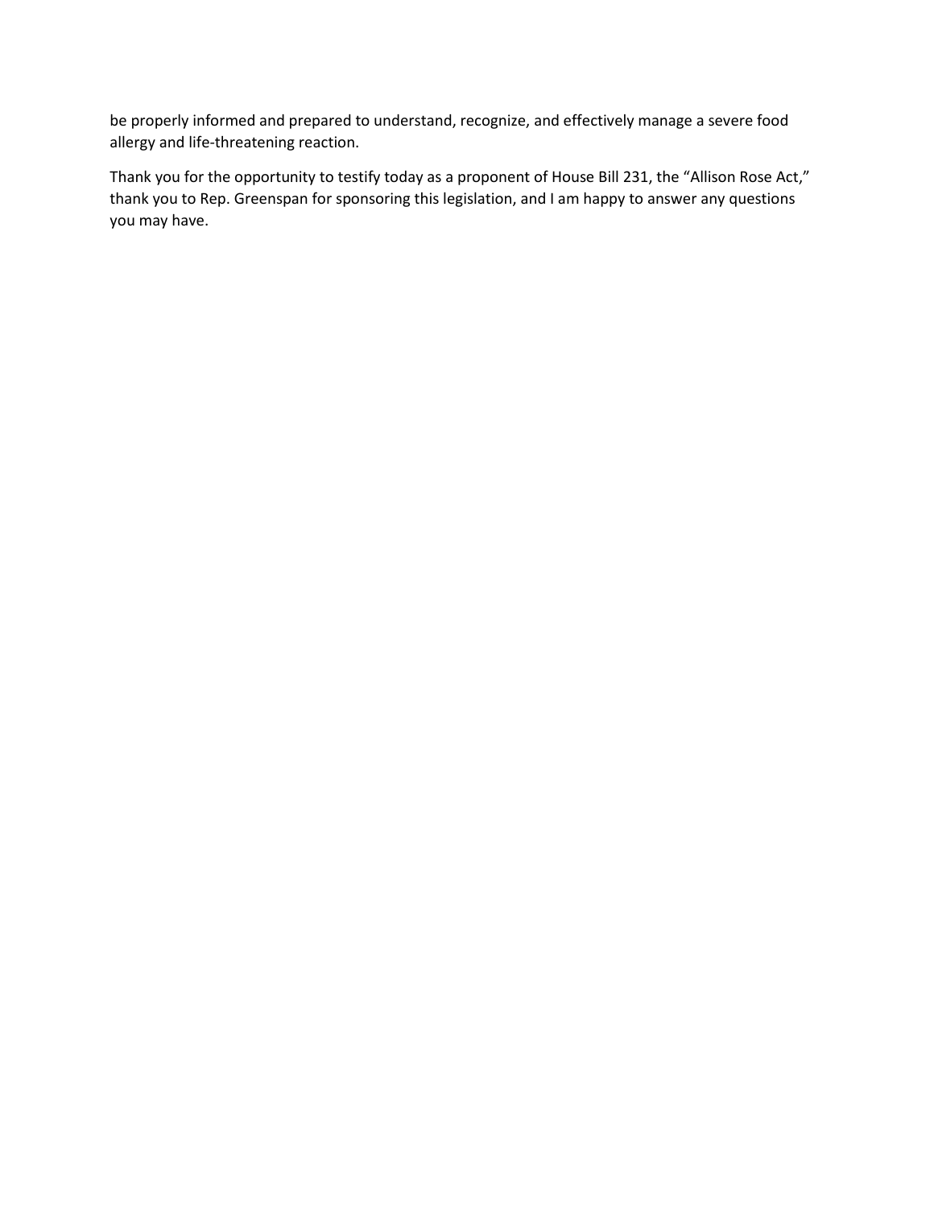be properly informed and prepared to understand, recognize, and effectively manage a severe food allergy and life-threatening reaction.

Thank you for the opportunity to testify today as a proponent of House Bill 231, the "Allison Rose Act," thank you to Rep. Greenspan for sponsoring this legislation, and I am happy to answer any questions you may have.